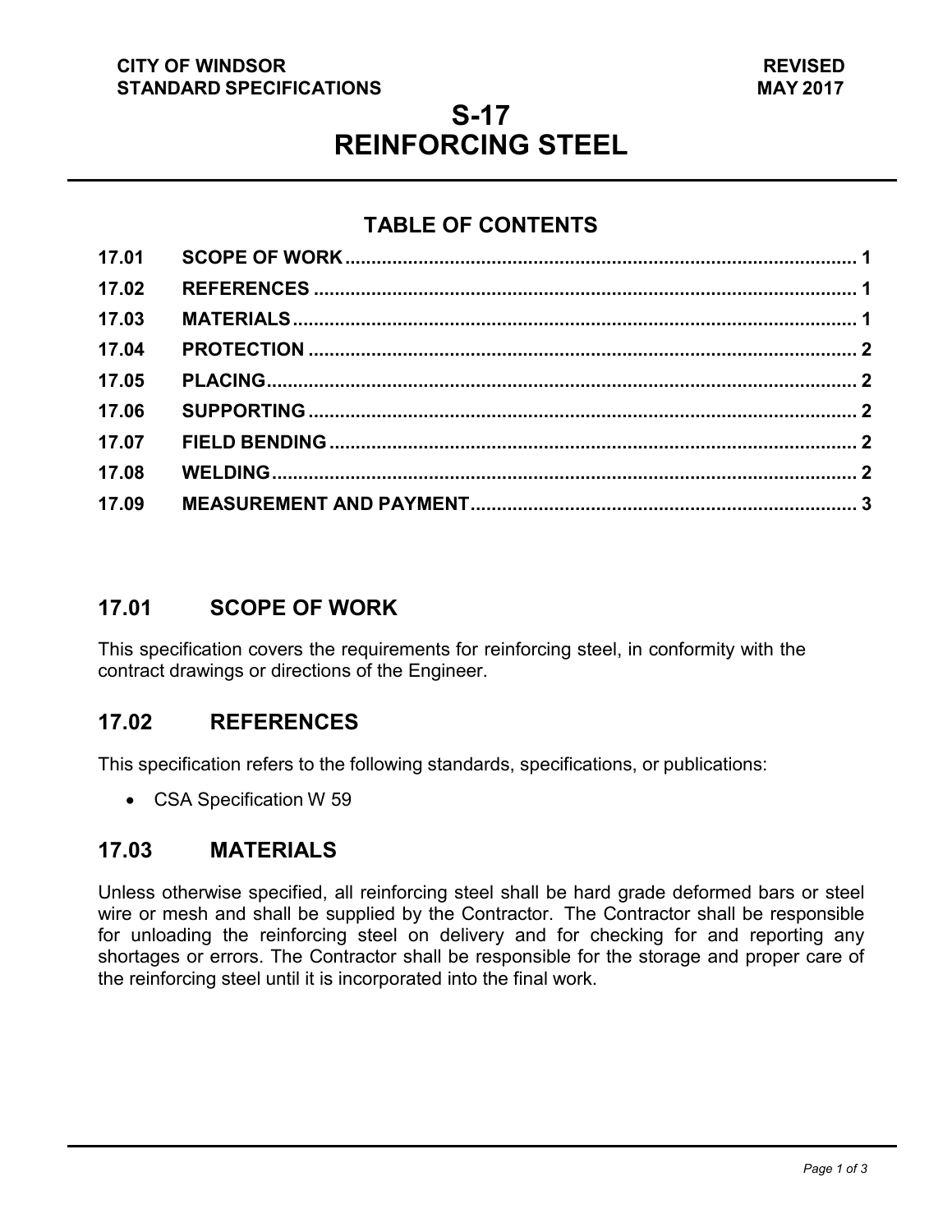**CITY OF WINDSOR**
**STANDARD SPECIFICATIONS**

**REVISED**
**MAY 2017**

# S-17
# REINFORCING STEEL

## TABLE OF CONTENTS

| | | |
|---|---|---|
| 17.01 | SCOPE OF WORK | 1 |
| 17.02 | REFERENCES | 1 |
| 17.03 | MATERIALS | 1 |
| 17.04 | PROTECTION | 2 |
| 17.05 | PLACING | 2 |
| 17.06 | SUPPORTING | 2 |
| 17.07 | FIELD BENDING | 2 |
| 17.08 | WELDING | 2 |
| 17.09 | MEASUREMENT AND PAYMENT | 3 |

## 17.01 SCOPE OF WORK

This specification covers the requirements for reinforcing steel, in conformity with the contract drawings or directions of the Engineer.

## 17.02 REFERENCES

This specification refers to the following standards, specifications, or publications:

- CSA Specification W 59

## 17.03 MATERIALS

Unless otherwise specified, all reinforcing steel shall be hard grade deformed bars or steel wire or mesh and shall be supplied by the Contractor. The Contractor shall be responsible for unloading the reinforcing steel on delivery and for checking for and reporting any shortages or errors. The Contractor shall be responsible for the storage and proper care of the reinforcing steel until it is incorporated into the final work.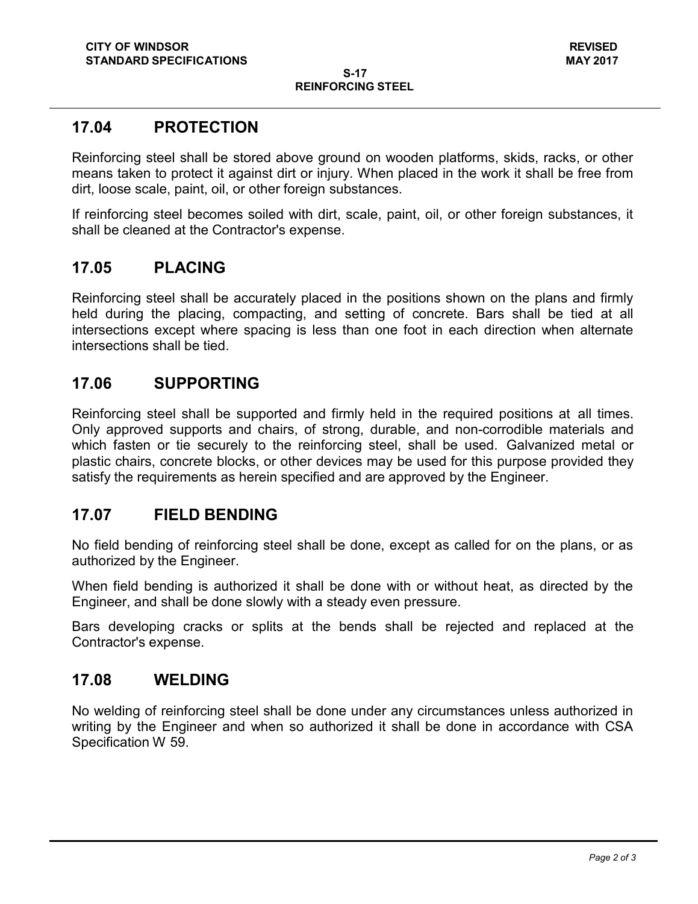## 17.04 PROTECTION

Reinforcing steel shall be stored above ground on wooden platforms, skids, racks, or other means taken to protect it against dirt or injury. When placed in the work it shall be free from dirt, loose scale, paint, oil, or other foreign substances.

If reinforcing steel becomes soiled with dirt, scale, paint, oil, or other foreign substances, it shall be cleaned at the Contractor's expense.

## 17.05 PLACING

Reinforcing steel shall be accurately placed in the positions shown on the plans and firmly held during the placing, compacting, and setting of concrete. Bars shall be tied at all intersections except where spacing is less than one foot in each direction when alternate intersections shall be tied.

## 17.06 SUPPORTING

Reinforcing steel shall be supported and firmly held in the required positions at all times. Only approved supports and chairs, of strong, durable, and non-corrodible materials and which fasten or tie securely to the reinforcing steel, shall be used. Galvanized metal or plastic chairs, concrete blocks, or other devices may be used for this purpose provided they satisfy the requirements as herein specified and are approved by the Engineer.

## 17.07 FIELD BENDING

No field bending of reinforcing steel shall be done, except as called for on the plans, or as authorized by the Engineer.

When field bending is authorized it shall be done with or without heat, as directed by the Engineer, and shall be done slowly with a steady even pressure.

Bars developing cracks or splits at the bends shall be rejected and replaced at the Contractor's expense.

## 17.08 WELDING

No welding of reinforcing steel shall be done under any circumstances unless authorized in writing by the Engineer and when so authorized it shall be done in accordance with CSA Specification W 59.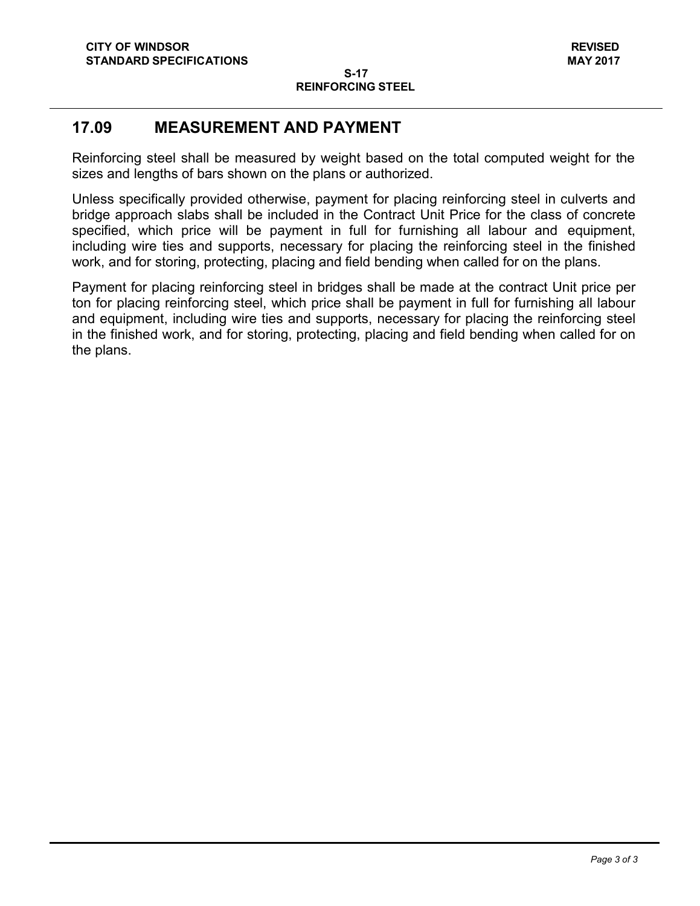## 17.09 MEASUREMENT AND PAYMENT

Reinforcing steel shall be measured by weight based on the total computed weight for the sizes and lengths of bars shown on the plans or authorized.

Unless specifically provided otherwise, payment for placing reinforcing steel in culverts and bridge approach slabs shall be included in the Contract Unit Price for the class of concrete specified, which price will be payment in full for furnishing all labour and equipment, including wire ties and supports, necessary for placing the reinforcing steel in the finished work, and for storing, protecting, placing and field bending when called for on the plans.

Payment for placing reinforcing steel in bridges shall be made at the contract Unit price per ton for placing reinforcing steel, which price shall be payment in full for furnishing all labour and equipment, including wire ties and supports, necessary for placing the reinforcing steel in the finished work, and for storing, protecting, placing and field bending when called for on the plans.